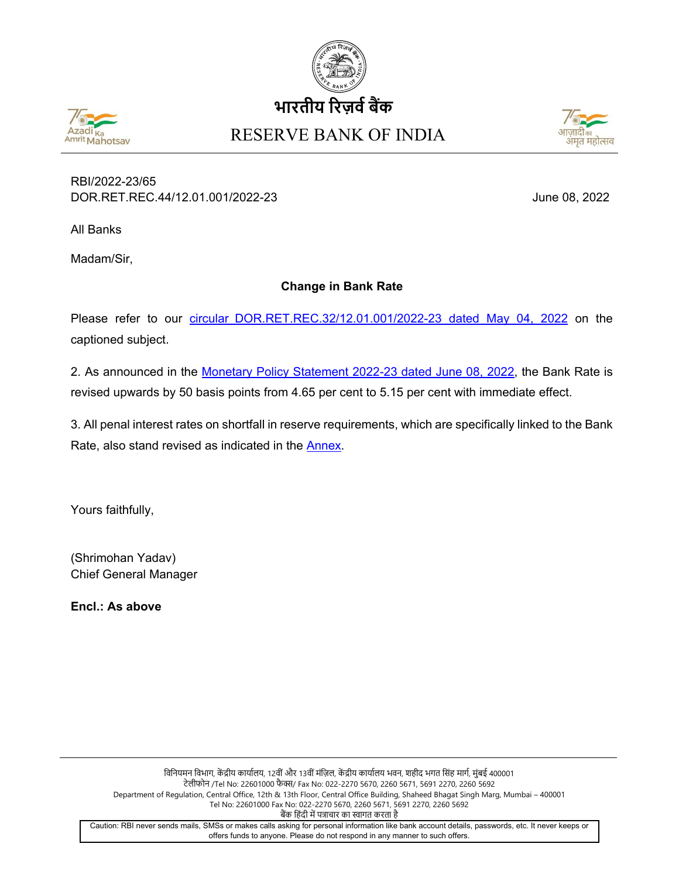भारतीय रिज़र्व बैंक

RESERVE BANK OF INDIA

RBI/2022-23/65
DOR.RET.REC.44/12.01.001/2022-23

June 08, 2022

All Banks

Madam/Sir,

**Change in Bank Rate**

Please refer to our circular DOR.RET.REC.32/12.01.001/2022-23 dated May 04, 2022 on the captioned subject.

2. As announced in the Monetary Policy Statement 2022-23 dated June 08, 2022, the Bank Rate is revised upwards by 50 basis points from 4.65 per cent to 5.15 per cent with immediate effect.

3. All penal interest rates on shortfall in reserve requirements, which are specifically linked to the Bank Rate, also stand revised as indicated in the Annex.

Yours faithfully,

(Shrimohan Yadav)
Chief General Manager

**Encl.: As above**

विनियमन विभाग, केंद्रीय कार्यालय, 12वीं और 13वीं मंज़िल, केंद्रीय कार्यालय भवन, शहीद भगत सिंह मार्ग, मुंबई 400001
टेलीफोन /Tel No: 22601000 फैक्स/ Fax No: 022-2270 5670, 2260 5671, 5691 2270, 2260 5692
Department of Regulation, Central Office, 12th & 13th Floor, Central Office Building, Shaheed Bhagat Singh Marg, Mumbai – 400001
Tel No: 22601000 Fax No: 022-2270 5670, 2260 5671, 5691 2270, 2260 5692
बैंक हिंदी में पत्राचार का स्वागत करता है

Caution: RBI never sends mails, SMSs or makes calls asking for personal information like bank account details, passwords, etc. It never keeps or offers funds to anyone. Please do not respond in any manner to such offers.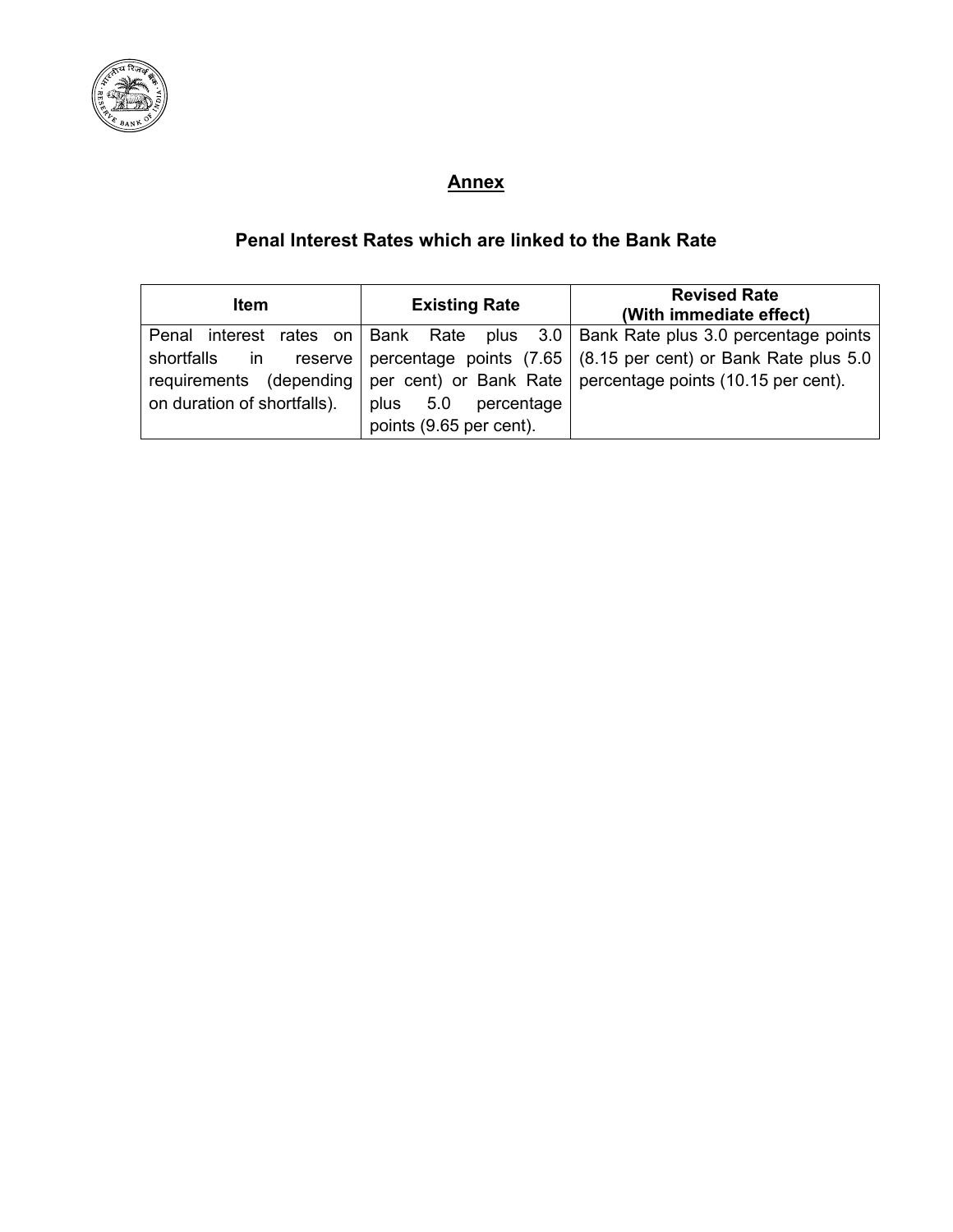## Annex

### Penal Interest Rates which are linked to the Bank Rate

| Item | Existing Rate | Revised Rate (With immediate effect) |
| --- | --- | --- |
| Penal interest rates on shortfalls in reserve requirements (depending on duration of shortfalls). | Bank Rate plus 3.0 percentage points (7.65 per cent) or Bank Rate plus 5.0 percentage points (9.65 per cent). | Bank Rate plus 3.0 percentage points (8.15 per cent) or Bank Rate plus 5.0 percentage points (10.15 per cent). |